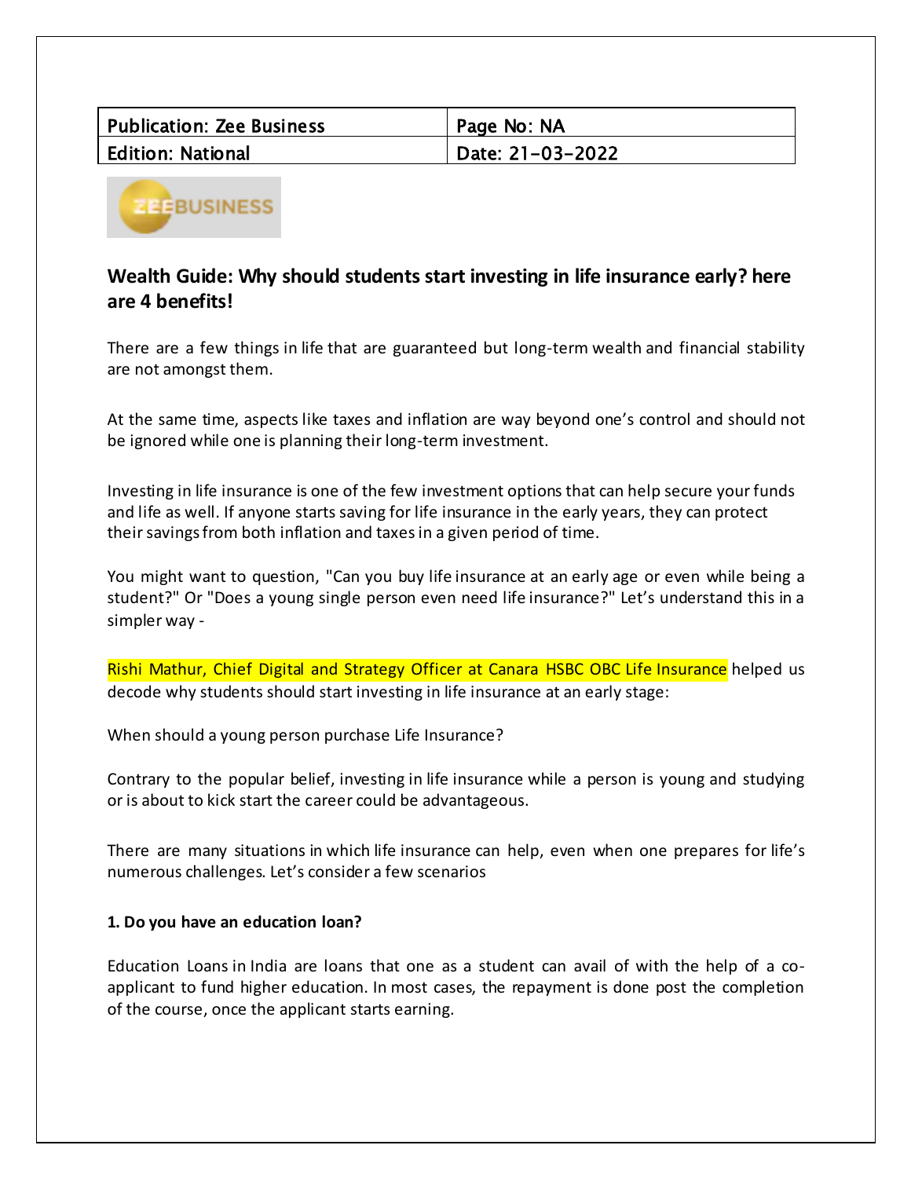| Publication: Zee Business | Page No: NA |
| --- | --- |
| Edition: National | Date: 21-03-2022 |

ZEEBUSINESS

## Wealth Guide: Why should students start investing in life insurance early? here are 4 benefits!

There are a few things in life that are guaranteed but long-term wealth and financial stability are not amongst them.

At the same time, aspects like taxes and inflation are way beyond one's control and should not be ignored while one is planning their long-term investment.

Investing in life insurance is one of the few investment options that can help secure your funds and life as well. If anyone starts saving for life insurance in the early years, they can protect their savings from both inflation and taxes in a given period of time.

You might want to question, "Can you buy life insurance at an early age or even while being a student?" Or "Does a young single person even need life insurance?" Let's understand this in a simpler way -

Rishi Mathur, Chief Digital and Strategy Officer at Canara HSBC OBC Life Insurance helped us decode why students should start investing in life insurance at an early stage:

When should a young person purchase Life Insurance?

Contrary to the popular belief, investing in life insurance while a person is young and studying or is about to kick start the career could be advantageous.

There are many situations in which life insurance can help, even when one prepares for life's numerous challenges. Let's consider a few scenarios

**1. Do you have an education loan?**

Education Loans in India are loans that one as a student can avail of with the help of a co-applicant to fund higher education. In most cases, the repayment is done post the completion of the course, once the applicant starts earning.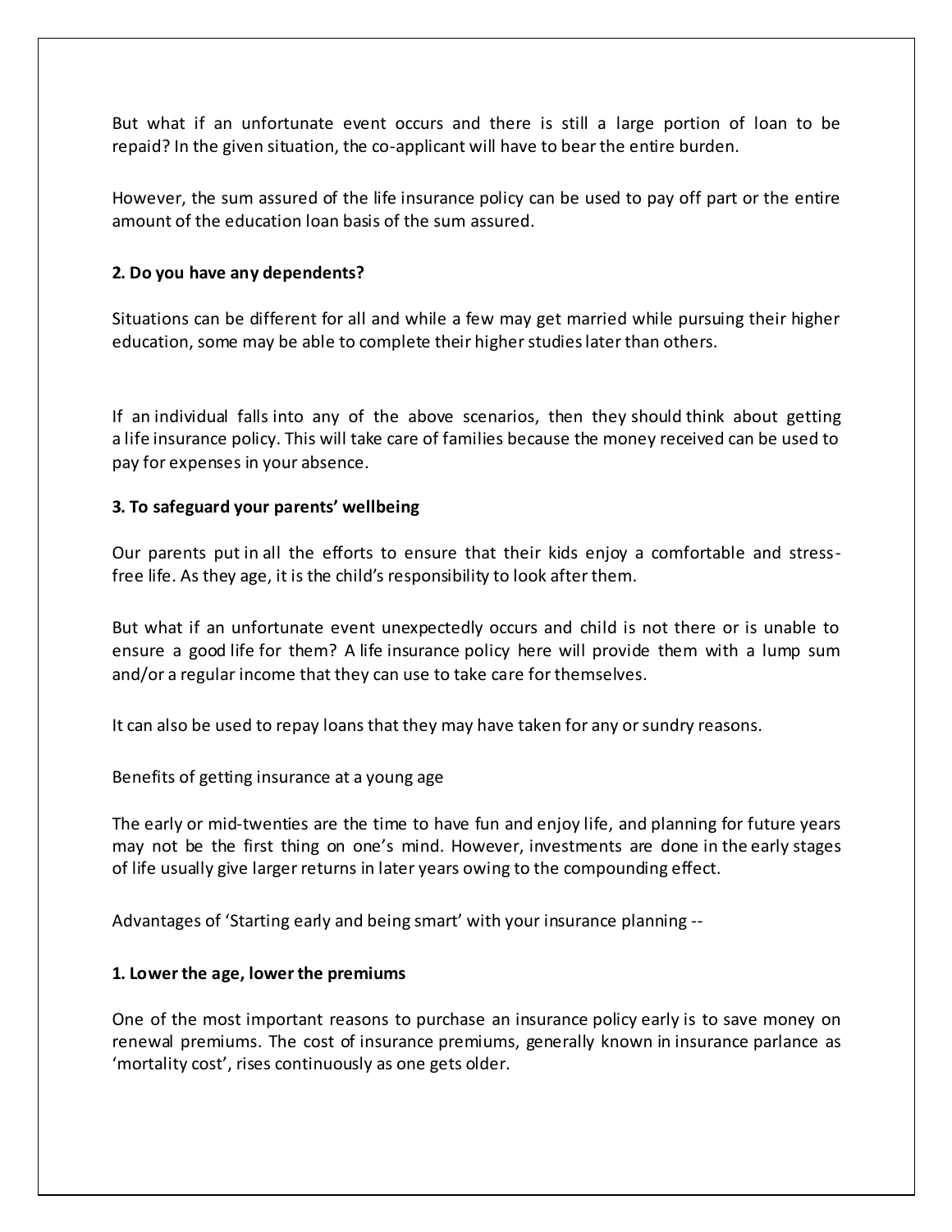But what if an unfortunate event occurs and there is still a large portion of loan to be repaid? In the given situation, the co-applicant will have to bear the entire burden.

However, the sum assured of the life insurance policy can be used to pay off part or the entire amount of the education loan basis of the sum assured.

**2. Do you have any dependents?**

Situations can be different for all and while a few may get married while pursuing their higher education, some may be able to complete their higher studies later than others.

If an individual falls into any of the above scenarios, then they should think about getting a life insurance policy. This will take care of families because the money received can be used to pay for expenses in your absence.

**3. To safeguard your parents' wellbeing**

Our parents put in all the efforts to ensure that their kids enjoy a comfortable and stress-free life. As they age, it is the child's responsibility to look after them.

But what if an unfortunate event unexpectedly occurs and child is not there or is unable to ensure a good life for them? A life insurance policy here will provide them with a lump sum and/or a regular income that they can use to take care for themselves.

It can also be used to repay loans that they may have taken for any or sundry reasons.

Benefits of getting insurance at a young age

The early or mid-twenties are the time to have fun and enjoy life, and planning for future years may not be the first thing on one's mind. However, investments are done in the early stages of life usually give larger returns in later years owing to the compounding effect.

Advantages of 'Starting early and being smart' with your insurance planning --

**1. Lower the age, lower the premiums**

One of the most important reasons to purchase an insurance policy early is to save money on renewal premiums. The cost of insurance premiums, generally known in insurance parlance as 'mortality cost', rises continuously as one gets older.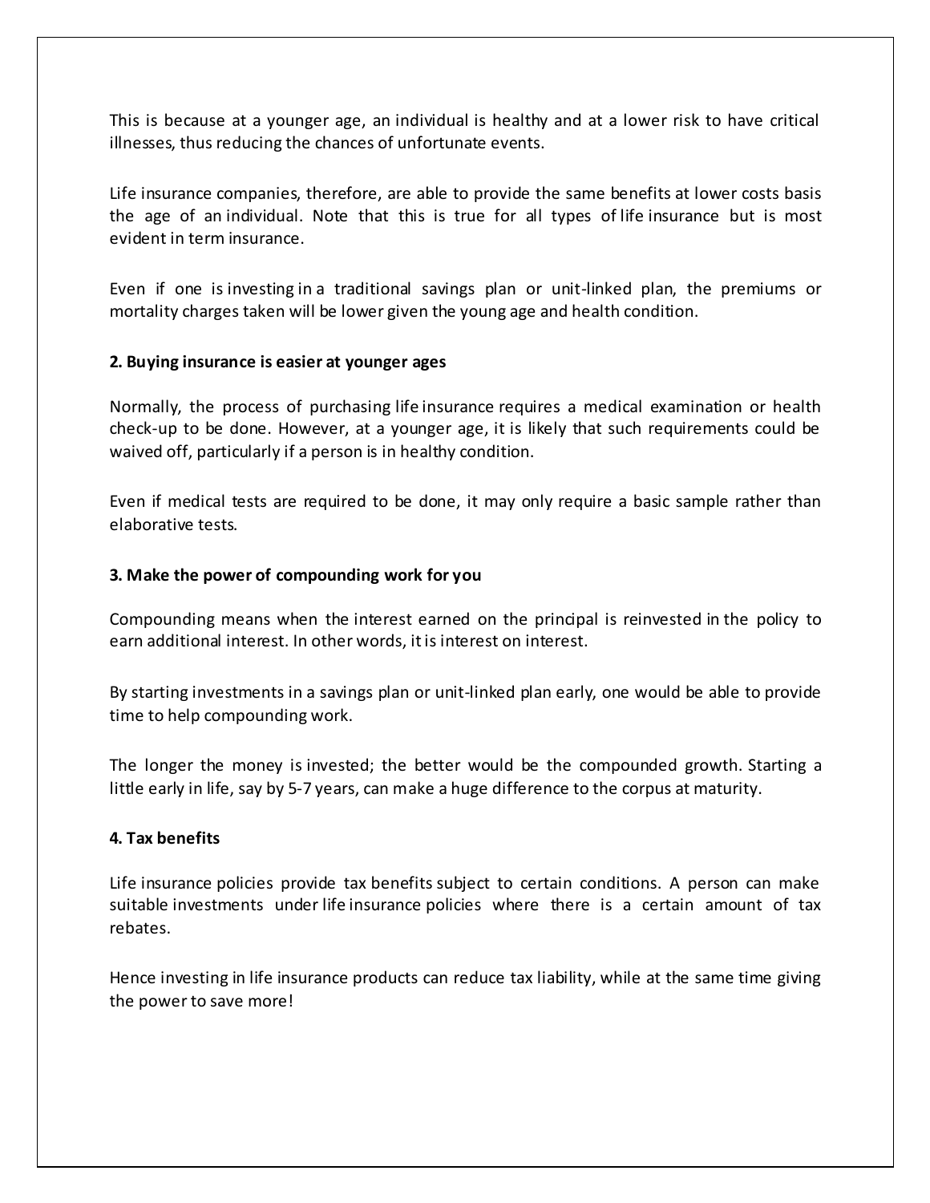This is because at a younger age, an individual is healthy and at a lower risk to have critical illnesses, thus reducing the chances of unfortunate events.

Life insurance companies, therefore, are able to provide the same benefits at lower costs basis the age of an individual. Note that this is true for all types of life insurance but is most evident in term insurance.

Even if one is investing in a traditional savings plan or unit-linked plan, the premiums or mortality charges taken will be lower given the young age and health condition.

**2. Buying insurance is easier at younger ages**

Normally, the process of purchasing life insurance requires a medical examination or health check-up to be done. However, at a younger age, it is likely that such requirements could be waived off, particularly if a person is in healthy condition.

Even if medical tests are required to be done, it may only require a basic sample rather than elaborative tests.

**3. Make the power of compounding work for you**

Compounding means when the interest earned on the principal is reinvested in the policy to earn additional interest. In other words, it is interest on interest.

By starting investments in a savings plan or unit-linked plan early, one would be able to provide time to help compounding work.

The longer the money is invested; the better would be the compounded growth. Starting a little early in life, say by 5-7 years, can make a huge difference to the corpus at maturity.

**4. Tax benefits**

Life insurance policies provide tax benefits subject to certain conditions. A person can make suitable investments under life insurance policies where there is a certain amount of tax rebates.

Hence investing in life insurance products can reduce tax liability, while at the same time giving the power to save more!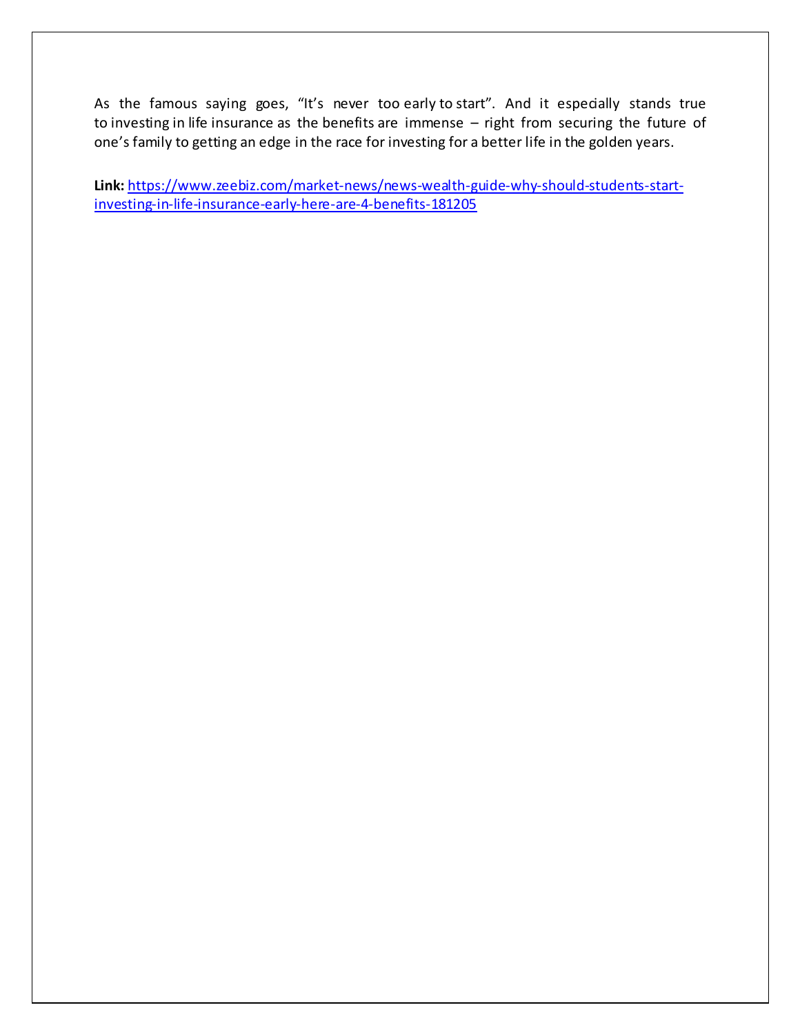As the famous saying goes, “It’s never too early to start”. And it especially stands true to investing in life insurance as the benefits are immense – right from securing the future of one’s family to getting an edge in the race for investing for a better life in the golden years.

**Link:** [https://www.zeebiz.com/market-news/news-wealth-guide-why-should-students-start-investing-in-life-insurance-early-here-are-4-benefits-181205](https://www.zeebiz.com/market-news/news-wealth-guide-why-should-students-start-investing-in-life-insurance-early-here-are-4-benefits-181205)